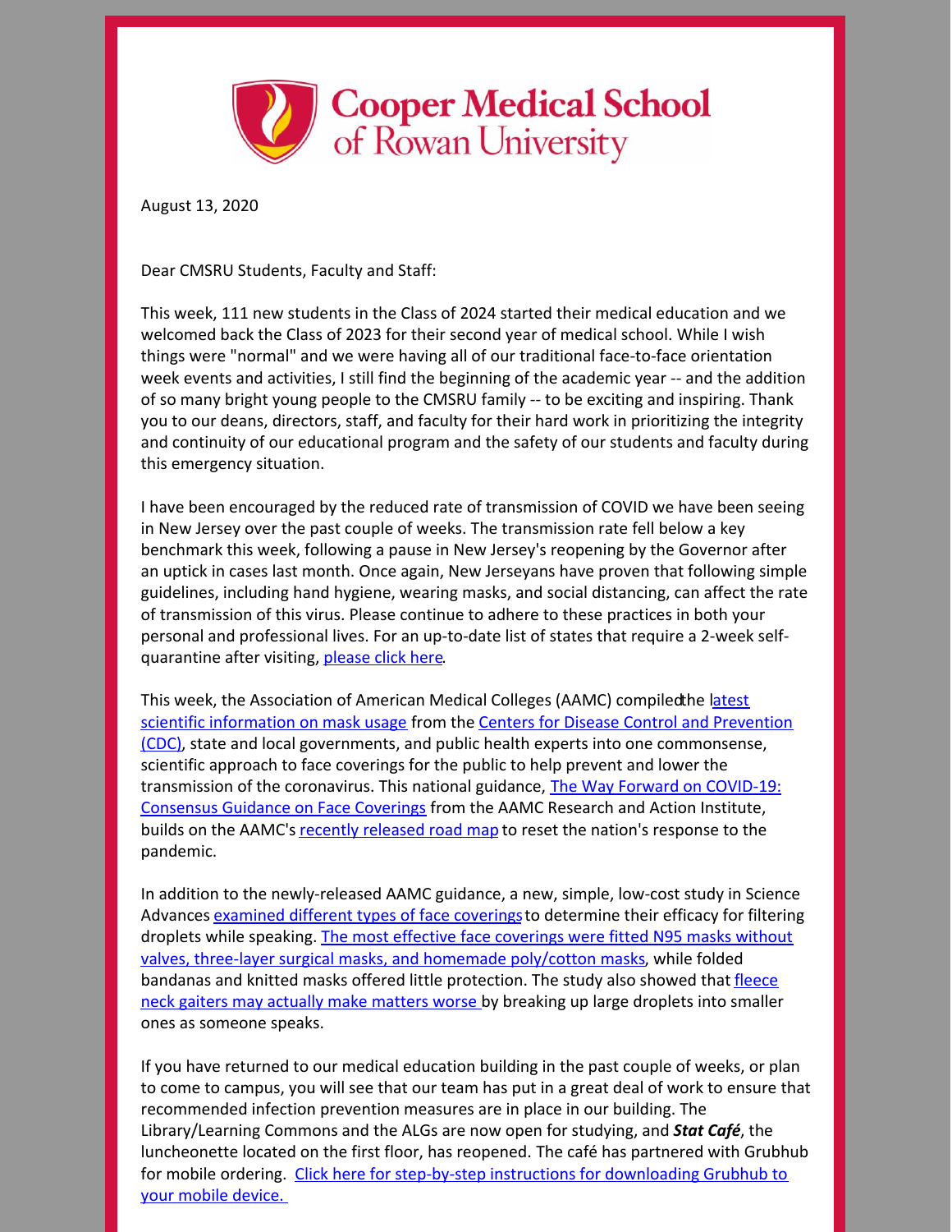Cooper Medical School of Rowan University

August 13, 2020

Dear CMSRU Students, Faculty and Staff:

This week, 111 new students in the Class of 2024 started their medical education and we welcomed back the Class of 2023 for their second year of medical school. While I wish things were "normal" and we were having all of our traditional face-to-face orientation week events and activities, I still find the beginning of the academic year -- and the addition of so many bright young people to the CMSRU family -- to be exciting and inspiring. Thank you to our deans, directors, staff, and faculty for their hard work in prioritizing the integrity and continuity of our educational program and the safety of our students and faculty during this emergency situation.

I have been encouraged by the reduced rate of transmission of COVID we have been seeing in New Jersey over the past couple of weeks. The transmission rate fell below a key benchmark this week, following a pause in New Jersey's reopening by the Governor after an uptick in cases last month. Once again, New Jerseyans have proven that following simple guidelines, including hand hygiene, wearing masks, and social distancing, can affect the rate of transmission of this virus. Please continue to adhere to these practices in both your personal and professional lives. For an up-to-date list of states that require a 2-week self-quarantine after visiting, please click here.

This week, the Association of American Medical Colleges (AAMC) compiled the latest scientific information on mask usage from the Centers for Disease Control and Prevention (CDC), state and local governments, and public health experts into one commonsense, scientific approach to face coverings for the public to help prevent and lower the transmission of the coronavirus. This national guidance, The Way Forward on COVID-19: Consensus Guidance on Face Coverings from the AAMC Research and Action Institute, builds on the AAMC's recently released road map to reset the nation's response to the pandemic.

In addition to the newly-released AAMC guidance, a new, simple, low-cost study in Science Advances examined different types of face coverings to determine their efficacy for filtering droplets while speaking. The most effective face coverings were fitted N95 masks without valves, three-layer surgical masks, and homemade poly/cotton masks, while folded bandanas and knitted masks offered little protection. The study also showed that fleece neck gaiters may actually make matters worse by breaking up large droplets into smaller ones as someone speaks.

If you have returned to our medical education building in the past couple of weeks, or plan to come to campus, you will see that our team has put in a great deal of work to ensure that recommended infection prevention measures are in place in our building. The Library/Learning Commons and the ALGs are now open for studying, and ***Stat Café***, the luncheonette located on the first floor, has reopened. The café has partnered with Grubhub for mobile ordering. Click here for step-by-step instructions for downloading Grubhub to your mobile device.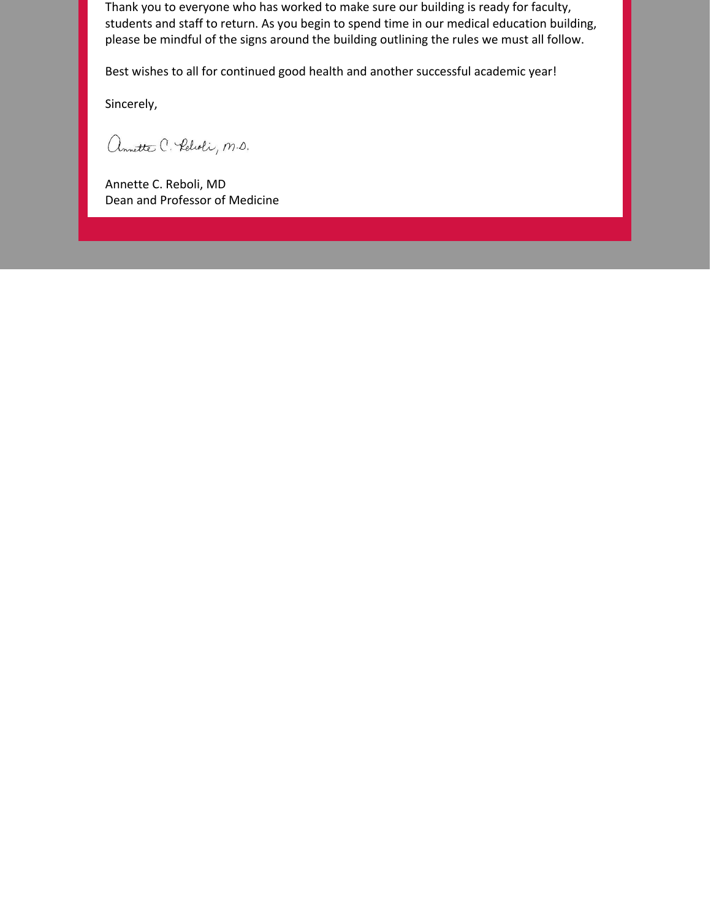Thank you to everyone who has worked to make sure our building is ready for faculty, students and staff to return. As you begin to spend time in our medical education building, please be mindful of the signs around the building outlining the rules we must all follow.

Best wishes to all for continued good health and another successful academic year!

Sincerely,

Annette C. Reboli, M.D.

Annette C. Reboli, MD
Dean and Professor of Medicine